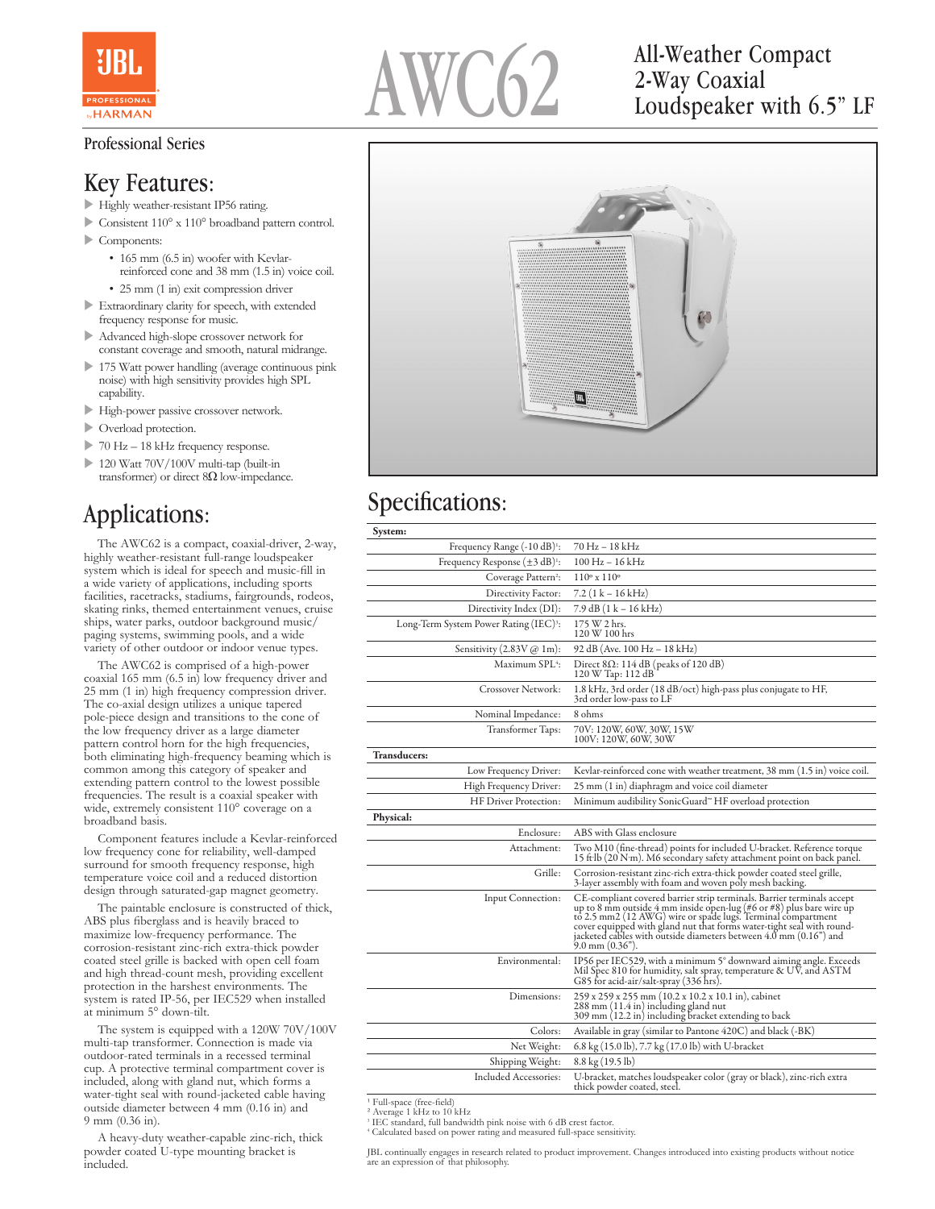# AWC62

## All-Weather Compact 2-Way Coaxial Loudspeaker with 6.5" LF

Professional Series

## Key Features:

- Highly weather-resistant IP56 rating.
- Consistent 110° x 110° broadband pattern control.
- Components:
  - 165 mm (6.5 in) woofer with Kevlar-reinforced cone and 38 mm (1.5 in) voice coil.
  - 25 mm (1 in) exit compression driver
- Extraordinary clarity for speech, with extended frequency response for music.
- Advanced high-slope crossover network for constant coverage and smooth, natural midrange.
- 175 Watt power handling (average continuous pink noise) with high sensitivity provides high SPL capability.
- High-power passive crossover network.
- Overload protection.
- 70 Hz – 18 kHz frequency response.
- 120 Watt 70V/100V multi-tap (built-in transformer) or direct 8Ω low-impedance.

## Applications:

The AWC62 is a compact, coaxial-driver, 2-way, highly weather-resistant full-range loudspeaker system which is ideal for speech and music-fill in a wide variety of applications, including sports facilities, racetracks, stadiums, fairgrounds, rodeos, skating rinks, themed entertainment venues, cruise ships, water parks, outdoor background music/paging systems, swimming pools, and a wide variety of other outdoor or indoor venue types.

The AWC62 is comprised of a high-power coaxial 165 mm (6.5 in) low frequency driver and 25 mm (1 in) high frequency compression driver. The co-axial design utilizes a unique tapered pole-piece design and transitions to the cone of the low frequency driver as a large diameter pattern control horn for the high frequencies, both eliminating high-frequency beaming which is common among this category of speaker and extending pattern control to the lowest possible frequencies. The result is a coaxial speaker with wide, extremely consistent 110° coverage on a broadband basis.

Component features include a Kevlar-reinforced low frequency cone for reliability, well-damped surround for smooth frequency response, high temperature voice coil and a reduced distortion design through saturated-gap magnet geometry.

The paintable enclosure is constructed of thick, ABS plus fiberglass and is heavily braced to maximize low-frequency performance. The corrosion-resistant zinc-rich extra-thick powder coated steel grille is backed with open cell foam and high thread-count mesh, providing excellent protection in the harshest environments. The system is rated IP-56, per IEC529 when installed at minimum 5° down-tilt.

The system is equipped with a 120W 70V/100V multi-tap transformer. Connection is made via outdoor-rated terminals in a recessed terminal cup. A protective terminal compartment cover is included, along with gland nut, which forms a water-tight seal with round-jacketed cable having outside diameter between 4 mm (0.16 in) and 9 mm (0.36 in).

A heavy-duty weather-capable zinc-rich, thick powder coated U-type mounting bracket is included.

## Specifications:

| **System:** | |
|---|---|
| Frequency Range (-10 dB)[1]: | 70 Hz – 18 kHz |
| Frequency Response (±3 dB)[1]: | 100 Hz – 16 kHz |
| Coverage Pattern[2]: | 110° x 110° |
| Directivity Factor: | 7.2 (1 k – 16 kHz) |
| Directivity Index (DI): | 7.9 dB (1 k – 16 kHz) |
| Long-Term System Power Rating (IEC)[3]: | 175 W 2 hrs.<br>120 W 100 hrs |
| Sensitivity (2.83V @ 1m): | 92 dB (Ave. 100 Hz – 18 kHz) |
| Maximum SPL[4]: | Direct 8Ω: 114 dB (peaks of 120 dB)<br>120 W Tap: 112 dB |
| Crossover Network: | 1.8 kHz, 3rd order (18 dB/oct) high-pass plus conjugate to HF, 3rd order low-pass to LF |
| Nominal Impedance: | 8 ohms |
| Transformer Taps: | 70V: 120W, 60W, 30W, 15W<br>100V: 120W, 60W, 30W |
| **Transducers:** | |
| Low Frequency Driver: | Kevlar-reinforced cone with weather treatment, 38 mm (1.5 in) voice coil. |
| High Frequency Driver: | 25 mm (1 in) diaphragm and voice coil diameter |
| HF Driver Protection: | Minimum audibility SonicGuard™ HF overload protection |
| **Physical:** | |
| Enclosure: | ABS with Glass enclosure |
| Attachment: | Two M10 (fine-thread) points for included U-bracket. Reference torque 15 ft·lb (20 N·m). M6 secondary safety attachment point on back panel. |
| Grille: | Corrosion-resistant zinc-rich extra-thick powder coated steel grille, 3-layer assembly with foam and woven poly mesh backing. |
| Input Connection: | CE-compliant covered barrier strip terminals. Barrier terminals accept up to 8 mm outside 4 mm inside open-lug (#6 or #8) plus bare wire up to 2.5 mm2 (12 AWG) wire or spade lugs. Terminal compartment cover equipped with gland nut that forms water-tight seal with round-jacketed cables with outside diameters between 4.0 mm (0.16") and 9.0 mm (0.36"). |
| Environmental: | IP56 per IEC529, with a minimum 5° downward aiming angle. Exceeds Mil Spec 810 for humidity, salt spray, temperature & UV, and ASTM G85 for acid-air/salt-spray (336 hrs). |
| Dimensions: | 259 x 259 x 255 mm (10.2 x 10.2 x 10.1 in), cabinet<br>288 mm (11.4 in) including gland nut<br>309 mm (12.2 in) including bracket extending to back |
| Colors: | Available in gray (similar to Pantone 420C) and black (-BK) |
| Net Weight: | 6.8 kg (15.0 lb), 7.7 kg (17.0 lb) with U-bracket |
| Shipping Weight: | 8.8 kg (19.5 lb) |
| Included Accessories: | U-bracket, matches loudspeaker color (gray or black), zinc-rich extra thick powder coated, steel. |

[1] Full-space (free-field)
[2] Average 1 kHz to 10 kHz
[3] IEC standard, full bandwidth pink noise with 6 dB crest factor.
[4] Calculated based on power rating and measured full-space sensitivity.

JBL continually engages in research related to product improvement. Changes introduced into existing products without notice are an expression of that philosophy.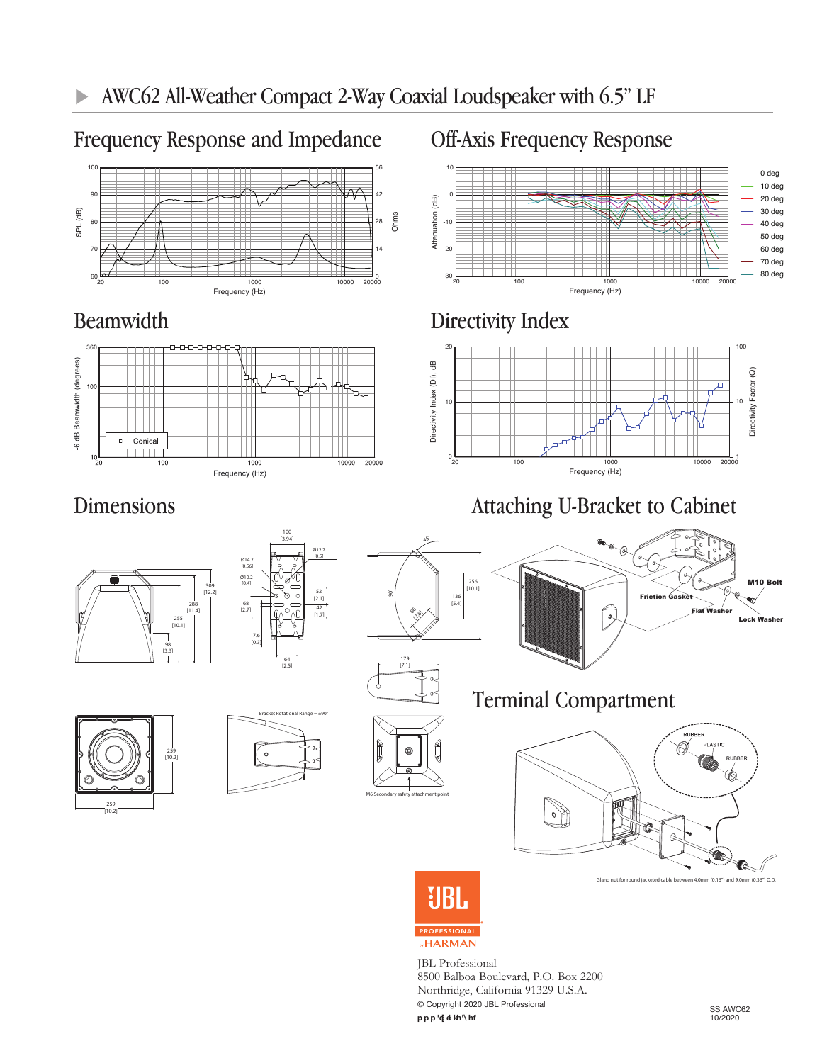# AWC62 All-Weather Compact 2-Way Coaxial Loudspeaker with 6.5" LF

## Frequency Response and Impedance

SPL (dB)
100
90
80
70
60
Ohms
56
42
28
14
0
20
100
1000
10000
20000
Frequency (Hz)

## Off-Axis Frequency Response

Attenuation (dB)
10
0
-10
-20
-30
20
100
1000
10000
20000
Frequency (Hz)

0 deg
10 deg
20 deg
30 deg
40 deg
50 deg
60 deg
70 deg
80 deg

## Beamwidth

-6 dB Beamwidth (degrees)
360
100
10
20
100
1000
10000
20000
Frequency (Hz)
Conical

## Directivity Index

Directivity Index (DI), dB
20
10
0
Directivity Factor (Q)
100
10
1
20
100
1000
10000
20000
Frequency (Hz)

## Dimensions

100
[3.94]
Ø12.7
[0.5]
Ø14.2
[0.56]
Ø10.2
[0.4]
52
[2.1]
68
[2.7]
42
[1.7]
7.6
[0.3]
64
[2.5]
309
[12.2]
288
[11.4]
255
[10.1]
98
[3.8]
45°
90°
256
[10.1]
136
[5.4]
66
[2.6]
179
[7.1]
259
[10.2]
259
[10.2]
Bracket Rotational Range = ±90°
M6 Secondary safety attachment point

## Attaching U-Bracket to Cabinet

M10 Bolt
Friction Gasket
Flat Washer
Lock Washer

## Terminal Compartment

RUBBER
PLASTIC
RUBBER

Gland nut for round jacketed cable between 4.0mm (0.16") and 9.0mm (0.36") O.D.

JBL PROFESSIONAL by HARMAN

JBL Professional
8500 Balboa Boulevard, P.O. Box 2200
Northridge, California 91329 U.S.A.
© Copyright 2020 JBL Professional
www.jblpro.com

SS AWC62
10/2020